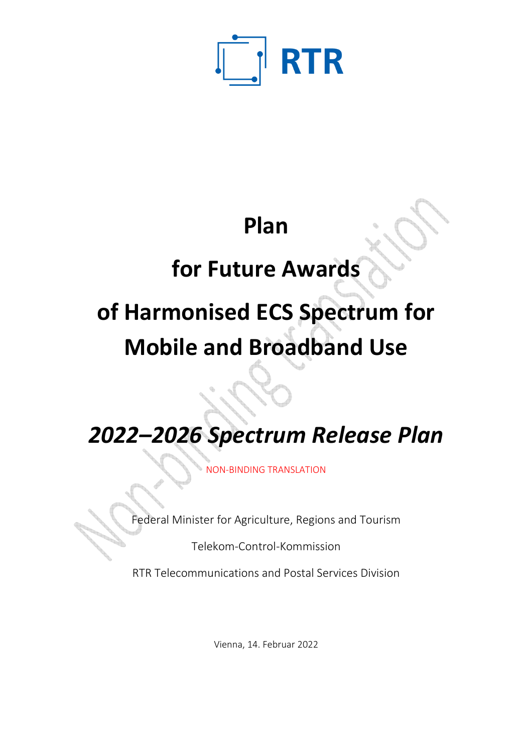RTR

# Plan

# for Future Awards

# of Harmonised ECS Spectrum for Mobile and Broadband Use

## *2022–2026 Spectrum Release Plan*

NON-BINDING TRANSLATION

Federal Minister for Agriculture, Regions and Tourism

Telekom-Control-Kommission

RTR Telecommunications and Postal Services Division

Vienna, 14. Februar 2022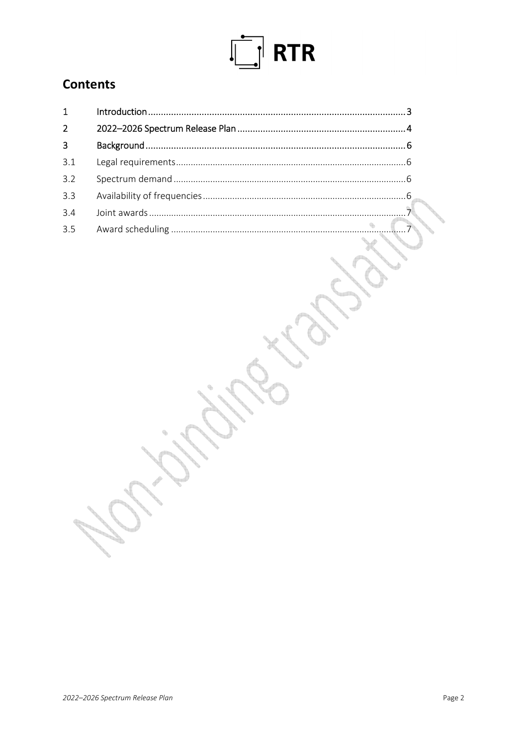# Contents

| | | |
|---|---|---|
| 1 | Introduction | 3 |
| 2 | 2022–2026 Spectrum Release Plan | 4 |
| 3 | Background | 6 |
| 3.1 | Legal requirements | 6 |
| 3.2 | Spectrum demand | 6 |
| 3.3 | Availability of frequencies | 6 |
| 3.4 | Joint awards | 7 |
| 3.5 | Award scheduling | 7 |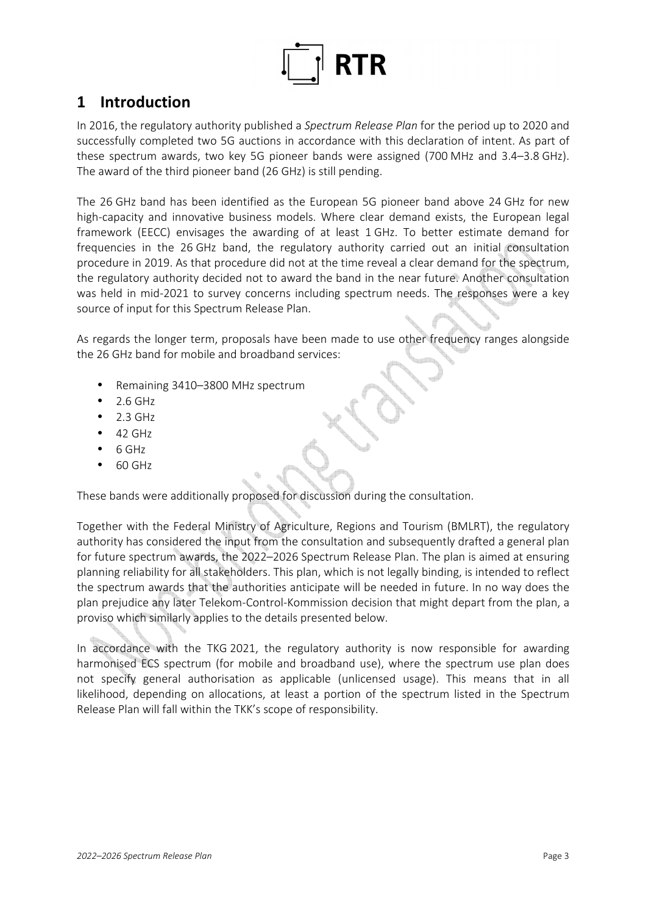# 1 Introduction

In 2016, the regulatory authority published a *Spectrum Release Plan* for the period up to 2020 and successfully completed two 5G auctions in accordance with this declaration of intent. As part of these spectrum awards, two key 5G pioneer bands were assigned (700 MHz and 3.4–3.8 GHz). The award of the third pioneer band (26 GHz) is still pending.

The 26 GHz band has been identified as the European 5G pioneer band above 24 GHz for new high-capacity and innovative business models. Where clear demand exists, the European legal framework (EECC) envisages the awarding of at least 1 GHz. To better estimate demand for frequencies in the 26 GHz band, the regulatory authority carried out an initial consultation procedure in 2019. As that procedure did not at the time reveal a clear demand for the spectrum, the regulatory authority decided not to award the band in the near future. Another consultation was held in mid-2021 to survey concerns including spectrum needs. The responses were a key source of input for this Spectrum Release Plan.

As regards the longer term, proposals have been made to use other frequency ranges alongside the 26 GHz band for mobile and broadband services:

- Remaining 3410–3800 MHz spectrum
- 2.6 GHz
- 2.3 GHz
- 42 GHz
- 6 GHz
- 60 GHz

These bands were additionally proposed for discussion during the consultation.

Together with the Federal Ministry of Agriculture, Regions and Tourism (BMLRT), the regulatory authority has considered the input from the consultation and subsequently drafted a general plan for future spectrum awards, the 2022–2026 Spectrum Release Plan. The plan is aimed at ensuring planning reliability for all stakeholders. This plan, which is not legally binding, is intended to reflect the spectrum awards that the authorities anticipate will be needed in future. In no way does the plan prejudice any later Telekom-Control-Kommission decision that might depart from the plan, a proviso which similarly applies to the details presented below.

In accordance with the TKG 2021, the regulatory authority is now responsible for awarding harmonised ECS spectrum (for mobile and broadband use), where the spectrum use plan does not specify general authorisation as applicable (unlicensed usage). This means that in all likelihood, depending on allocations, at least a portion of the spectrum listed in the Spectrum Release Plan will fall within the TKK's scope of responsibility.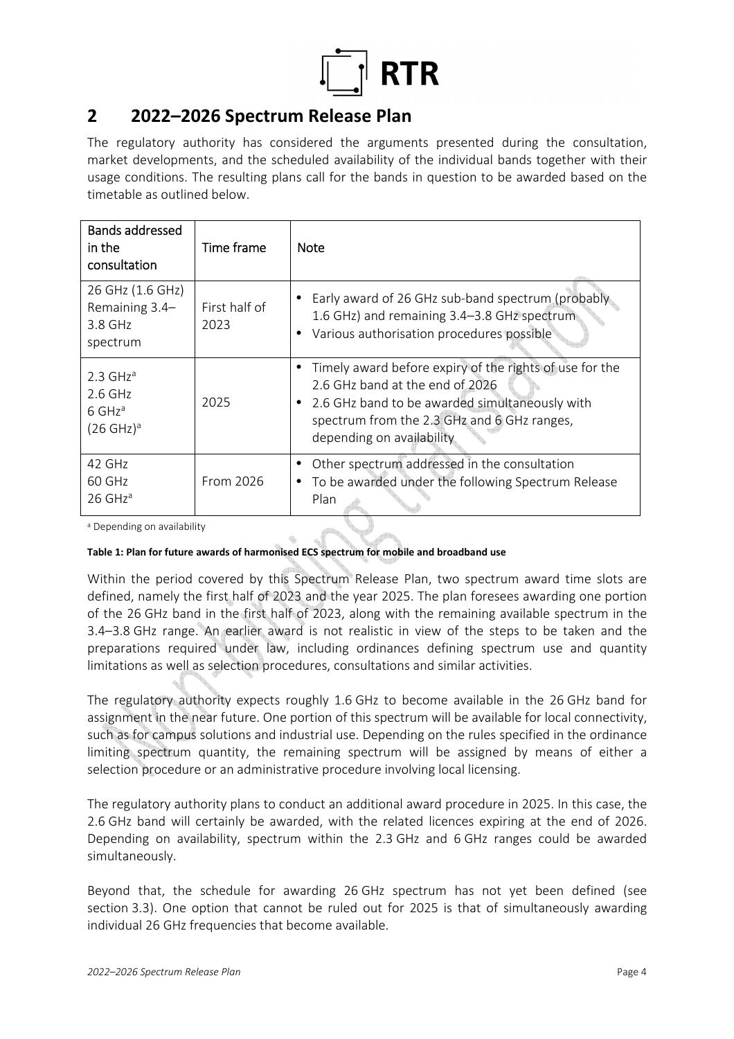## 2 2022–2026 Spectrum Release Plan

The regulatory authority has considered the arguments presented during the consultation, market developments, and the scheduled availability of the individual bands together with their usage conditions. The resulting plans call for the bands in question to be awarded based on the timetable as outlined below.

| Bands addressed in the consultation | Time frame | Note |
| --- | --- | --- |
| 26 GHz (1.6 GHz)<br>Remaining 3.4–3.8 GHz spectrum | First half of 2023 | • Early award of 26 GHz sub-band spectrum (probably 1.6 GHz) and remaining 3.4–3.8 GHz spectrum<br>• Various authorisation procedures possible |
| 2.3 GHz[a]<br>2.6 GHz<br>6 GHz[a]<br>(26 GHz)[a] | 2025 | • Timely award before expiry of the rights of use for the 2.6 GHz band at the end of 2026<br>• 2.6 GHz band to be awarded simultaneously with spectrum from the 2.3 GHz and 6 GHz ranges, depending on availability |
| 42 GHz<br>60 GHz<br>26 GHz[a] | From 2026 | • Other spectrum addressed in the consultation<br>• To be awarded under the following Spectrum Release Plan |

[a] Depending on availability

**Table 1: Plan for future awards of harmonised ECS spectrum for mobile and broadband use**

Within the period covered by this Spectrum Release Plan, two spectrum award time slots are defined, namely the first half of 2023 and the year 2025. The plan foresees awarding one portion of the 26 GHz band in the first half of 2023, along with the remaining available spectrum in the 3.4–3.8 GHz range. An earlier award is not realistic in view of the steps to be taken and the preparations required under law, including ordinances defining spectrum use and quantity limitations as well as selection procedures, consultations and similar activities.

The regulatory authority expects roughly 1.6 GHz to become available in the 26 GHz band for assignment in the near future. One portion of this spectrum will be available for local connectivity, such as for campus solutions and industrial use. Depending on the rules specified in the ordinance limiting spectrum quantity, the remaining spectrum will be assigned by means of either a selection procedure or an administrative procedure involving local licensing.

The regulatory authority plans to conduct an additional award procedure in 2025. In this case, the 2.6 GHz band will certainly be awarded, with the related licences expiring at the end of 2026. Depending on availability, spectrum within the 2.3 GHz and 6 GHz ranges could be awarded simultaneously.

Beyond that, the schedule for awarding 26 GHz spectrum has not yet been defined (see section 3.3). One option that cannot be ruled out for 2025 is that of simultaneously awarding individual 26 GHz frequencies that become available.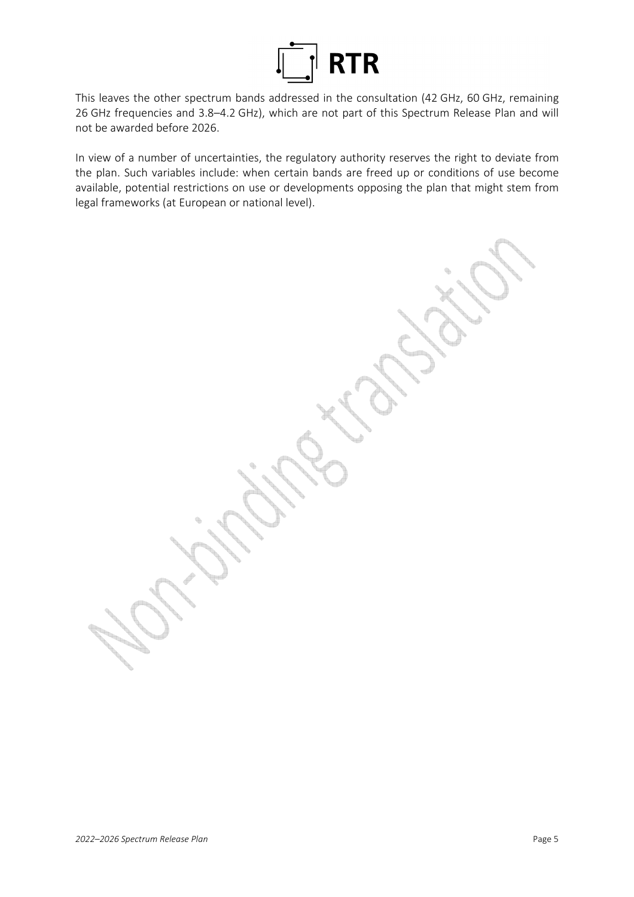This leaves the other spectrum bands addressed in the consultation (42 GHz, 60 GHz, remaining 26 GHz frequencies and 3.8–4.2 GHz), which are not part of this Spectrum Release Plan and will not be awarded before 2026.

In view of a number of uncertainties, the regulatory authority reserves the right to deviate from the plan. Such variables include: when certain bands are freed up or conditions of use become available, potential restrictions on use or developments opposing the plan that might stem from legal frameworks (at European or national level).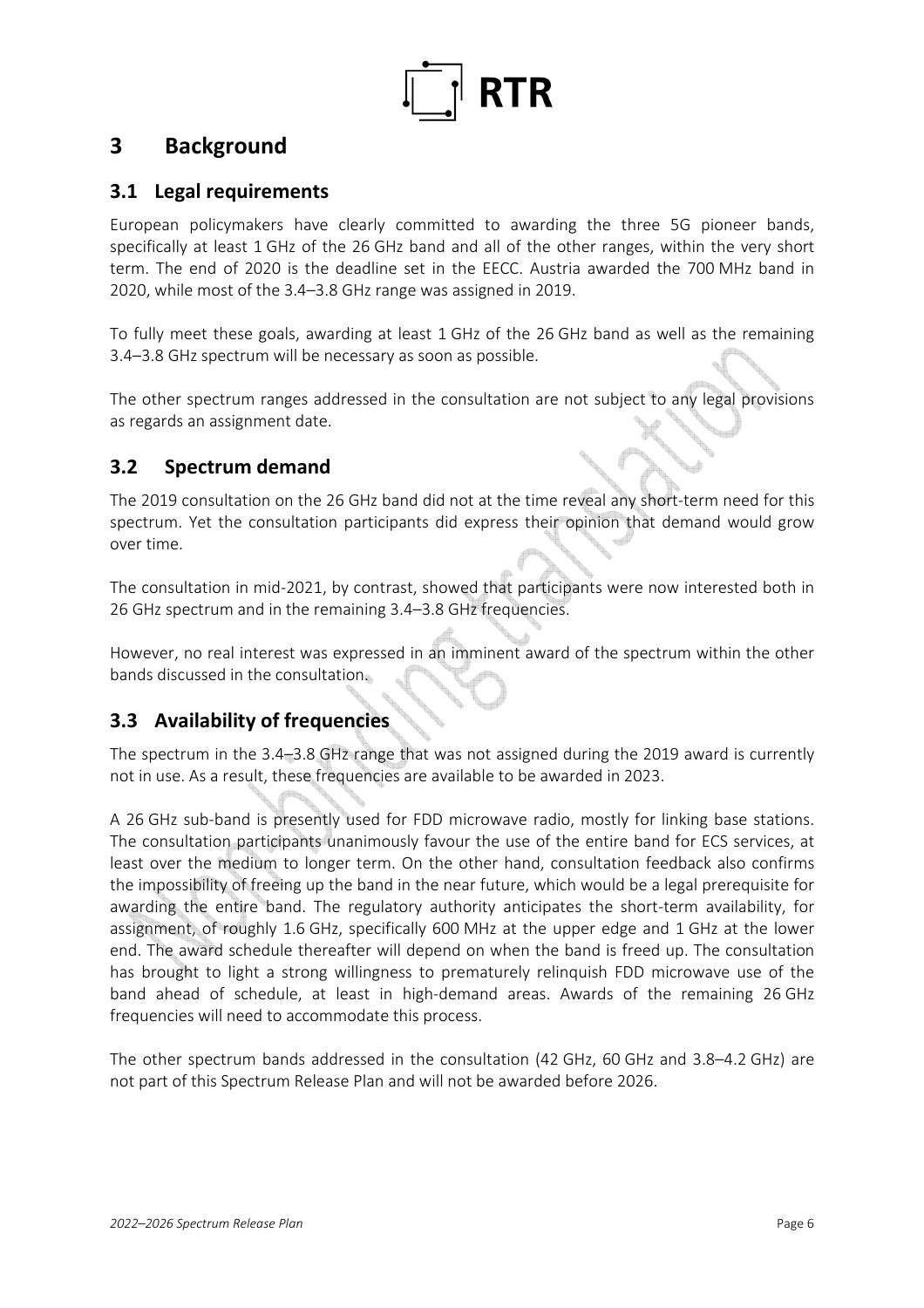# 3 Background

## 3.1 Legal requirements

European policymakers have clearly committed to awarding the three 5G pioneer bands, specifically at least 1 GHz of the 26 GHz band and all of the other ranges, within the very short term. The end of 2020 is the deadline set in the EECC. Austria awarded the 700 MHz band in 2020, while most of the 3.4–3.8 GHz range was assigned in 2019.

To fully meet these goals, awarding at least 1 GHz of the 26 GHz band as well as the remaining 3.4–3.8 GHz spectrum will be necessary as soon as possible.

The other spectrum ranges addressed in the consultation are not subject to any legal provisions as regards an assignment date.

## 3.2 Spectrum demand

The 2019 consultation on the 26 GHz band did not at the time reveal any short-term need for this spectrum. Yet the consultation participants did express their opinion that demand would grow over time.

The consultation in mid-2021, by contrast, showed that participants were now interested both in 26 GHz spectrum and in the remaining 3.4–3.8 GHz frequencies.

However, no real interest was expressed in an imminent award of the spectrum within the other bands discussed in the consultation.

## 3.3 Availability of frequencies

The spectrum in the 3.4–3.8 GHz range that was not assigned during the 2019 award is currently not in use. As a result, these frequencies are available to be awarded in 2023.

A 26 GHz sub-band is presently used for FDD microwave radio, mostly for linking base stations. The consultation participants unanimously favour the use of the entire band for ECS services, at least over the medium to longer term. On the other hand, consultation feedback also confirms the impossibility of freeing up the band in the near future, which would be a legal prerequisite for awarding the entire band. The regulatory authority anticipates the short-term availability, for assignment, of roughly 1.6 GHz, specifically 600 MHz at the upper edge and 1 GHz at the lower end. The award schedule thereafter will depend on when the band is freed up. The consultation has brought to light a strong willingness to prematurely relinquish FDD microwave use of the band ahead of schedule, at least in high-demand areas. Awards of the remaining 26 GHz frequencies will need to accommodate this process.

The other spectrum bands addressed in the consultation (42 GHz, 60 GHz and 3.8–4.2 GHz) are not part of this Spectrum Release Plan and will not be awarded before 2026.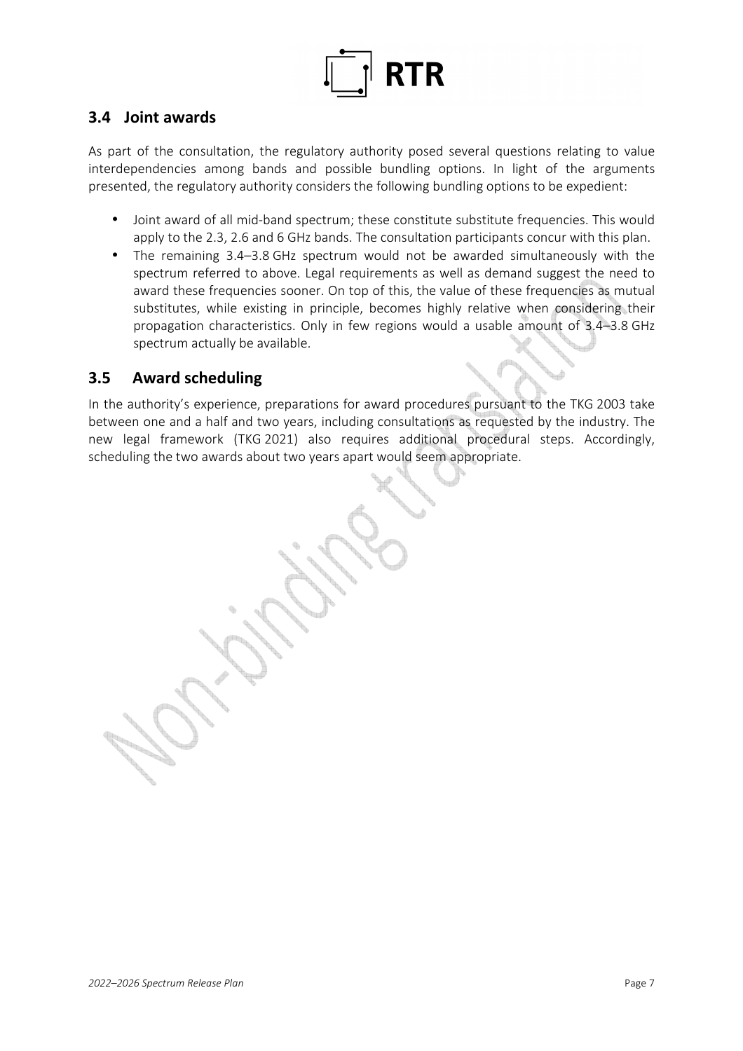## 3.4 Joint awards

As part of the consultation, the regulatory authority posed several questions relating to value interdependencies among bands and possible bundling options. In light of the arguments presented, the regulatory authority considers the following bundling options to be expedient:

- Joint award of all mid-band spectrum; these constitute substitute frequencies. This would apply to the 2.3, 2.6 and 6 GHz bands. The consultation participants concur with this plan.
- The remaining 3.4–3.8 GHz spectrum would not be awarded simultaneously with the spectrum referred to above. Legal requirements as well as demand suggest the need to award these frequencies sooner. On top of this, the value of these frequencies as mutual substitutes, while existing in principle, becomes highly relative when considering their propagation characteristics. Only in few regions would a usable amount of 3.4–3.8 GHz spectrum actually be available.

## 3.5 Award scheduling

In the authority's experience, preparations for award procedures pursuant to the TKG 2003 take between one and a half and two years, including consultations as requested by the industry. The new legal framework (TKG 2021) also requires additional procedural steps. Accordingly, scheduling the two awards about two years apart would seem appropriate.